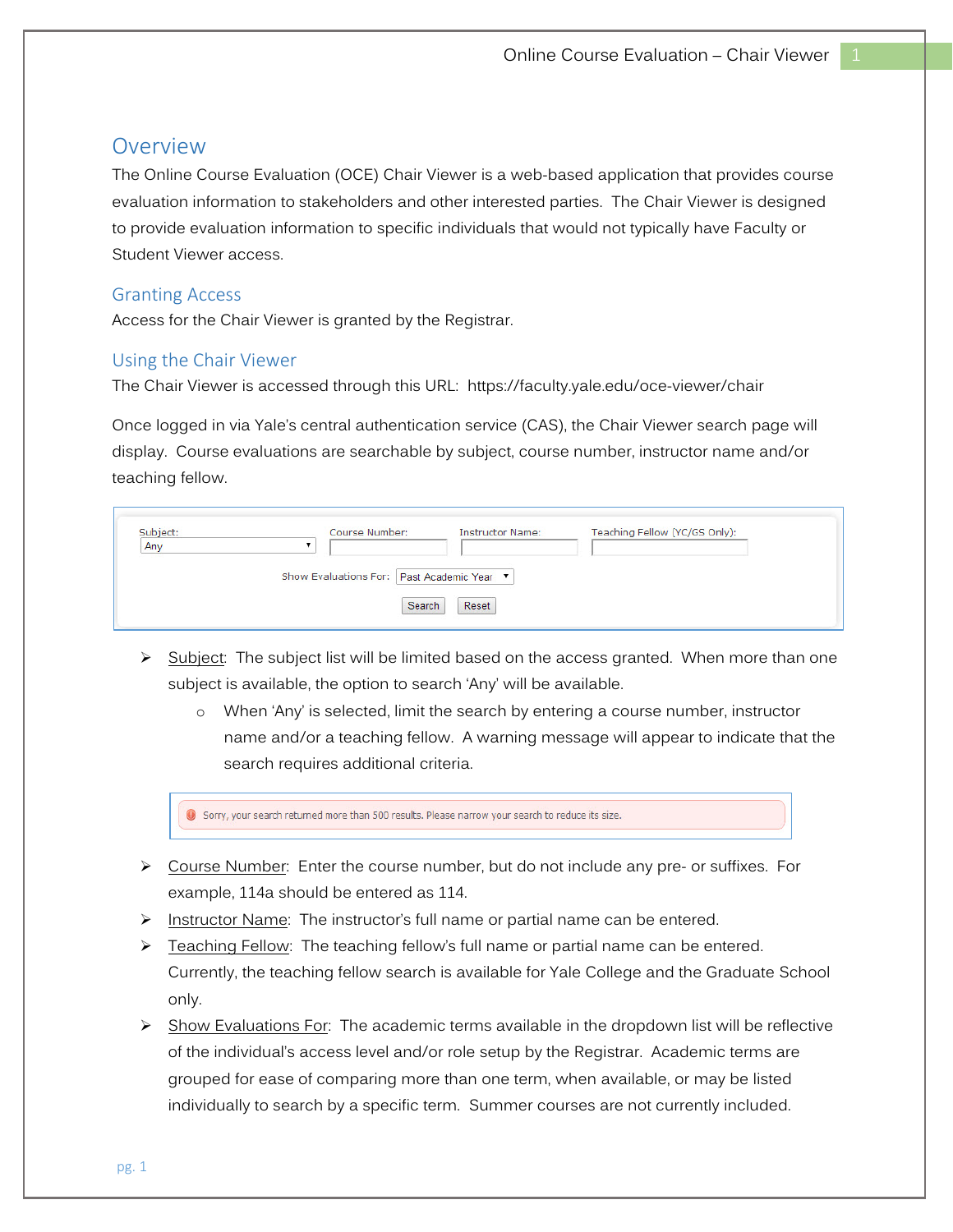## Overview

The Online Course Evaluation (OCE) Chair Viewer is a web-based application that provides course evaluation information to stakeholders and other interested parties. The Chair Viewer is designed to provide evaluation information to specific individuals that would not typically have Faculty or Student Viewer access.

### Granting Access

Access for the Chair Viewer is granted by the Registrar.

### Using the Chair Viewer

The Chair Viewer is accessed through this URL: https://faculty.yale.edu/oce-viewer/chair

Once logged in via Yale's central authentication service (CAS), the Chair Viewer search page will display. Course evaluations are searchable by subject, course number, instructor name and/or teaching fellow.

Subject: Any | Course Number: | Instructor Name: | Teaching Fellow (YC/GS Only):

Show Evaluations For: Past Academic Year

Search | Reset

- Subject: The subject list will be limited based on the access granted. When more than one subject is available, the option to search 'Any' will be available.
  - When 'Any' is selected, limit the search by entering a course number, instructor name and/or a teaching fellow. A warning message will appear to indicate that the search requires additional criteria.

Sorry, your search returned more than 500 results. Please narrow your search to reduce its size.

- Course Number: Enter the course number, but do not include any pre- or suffixes. For example, 114a should be entered as 114.
- Instructor Name: The instructor's full name or partial name can be entered.
- Teaching Fellow: The teaching fellow's full name or partial name can be entered. Currently, the teaching fellow search is available for Yale College and the Graduate School only.
- Show Evaluations For: The academic terms available in the dropdown list will be reflective of the individual's access level and/or role setup by the Registrar. Academic terms are grouped for ease of comparing more than one term, when available, or may be listed individually to search by a specific term. Summer courses are not currently included.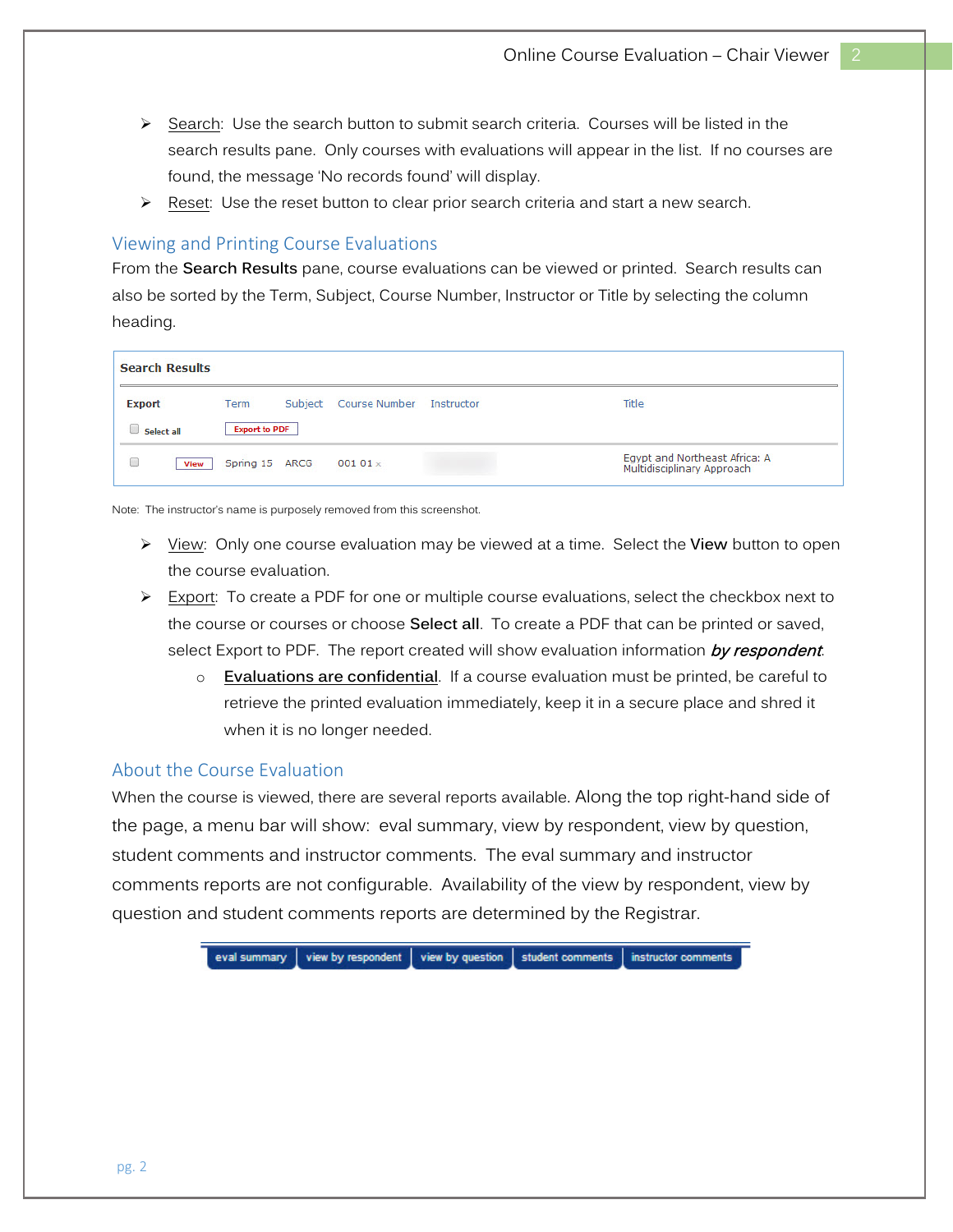- Search: Use the search button to submit search criteria. Courses will be listed in the search results pane. Only courses with evaluations will appear in the list. If no courses are found, the message 'No records found' will display.
- Reset: Use the reset button to clear prior search criteria and start a new search.

## Viewing and Printing Course Evaluations

From the **Search Results** pane, course evaluations can be viewed or printed. Search results can also be sorted by the Term, Subject, Course Number, Instructor or Title by selecting the column heading.

**Search Results**

| Export | | Term | Subject | Course Number | Instructor | Title |
|---|---|---|---|---|---|---|
| Select all | | Export to PDF | | | | |
| ☐ | View | Spring 15 | ARCG | 001 01 | | Egypt and Northeast Africa: A Multidisciplinary Approach |

Note: The instructor's name is purposely removed from this screenshot.

- View: Only one course evaluation may be viewed at a time. Select the **View** button to open the course evaluation.
- Export: To create a PDF for one or multiple course evaluations, select the checkbox next to the course or courses or choose **Select all**. To create a PDF that can be printed or saved, select Export to PDF. The report created will show evaluation information ***by respondent***.
  - **Evaluations are confidential**. If a course evaluation must be printed, be careful to retrieve the printed evaluation immediately, keep it in a secure place and shred it when it is no longer needed.

## About the Course Evaluation

When the course is viewed, there are several reports available. Along the top right-hand side of the page, a menu bar will show: eval summary, view by respondent, view by question, student comments and instructor comments. The eval summary and instructor comments reports are not configurable. Availability of the view by respondent, view by question and student comments reports are determined by the Registrar.

| eval summary | view by respondent | view by question | student comments | instructor comments |
|---|---|---|---|---|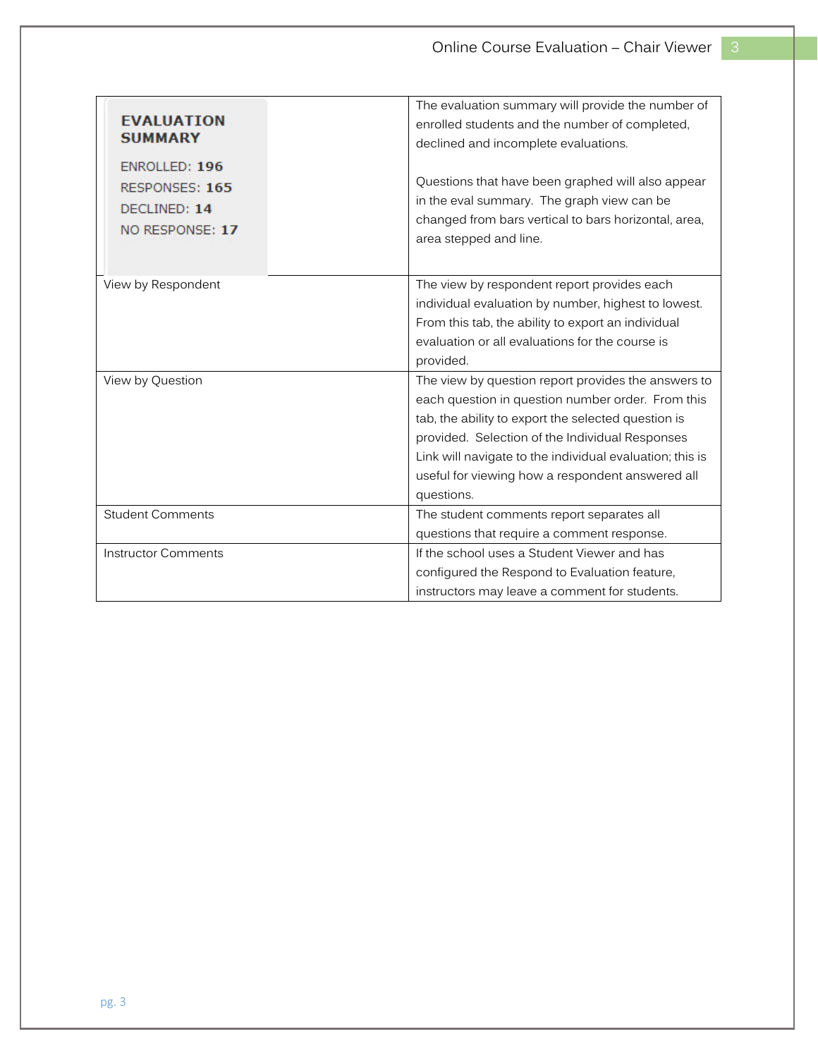| | |
|---|---|
| **EVALUATION SUMMARY**<br>ENROLLED: **196**<br>RESPONSES: **165**<br>DECLINED: **14**<br>NO RESPONSE: **17** | The evaluation summary will provide the number of enrolled students and the number of completed, declined and incomplete evaluations.<br><br>Questions that have been graphed will also appear in the eval summary. The graph view can be changed from bars vertical to bars horizontal, area, area stepped and line. |
| View by Respondent | The view by respondent report provides each individual evaluation by number, highest to lowest. From this tab, the ability to export an individual evaluation or all evaluations for the course is provided. |
| View by Question | The view by question report provides the answers to each question in question number order. From this tab, the ability to export the selected question is provided. Selection of the Individual Responses Link will navigate to the individual evaluation; this is useful for viewing how a respondent answered all questions. |
| Student Comments | The student comments report separates all questions that require a comment response. |
| Instructor Comments | If the school uses a Student Viewer and has configured the Respond to Evaluation feature, instructors may leave a comment for students. |